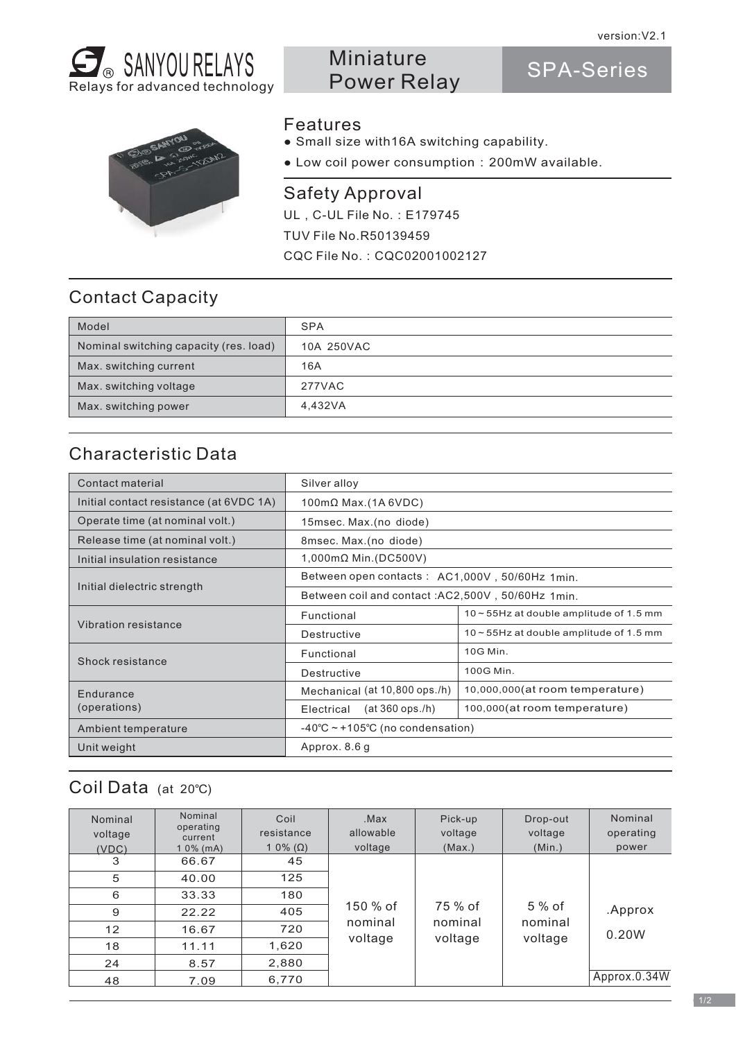version:V2.1

# SANYOU RELAYS

Relays for advanced technology

# Miniature Power Relay

# SPA-Series

## Features

- Small size with16A switching capability.
- Low coil power consumption：200mW available.

## Safety Approval

UL，C-UL File No.：E179745

TUV File No.R50139459

CQC File No.：CQC02001002127

## Contact Capacity

| Model | SPA |
|---|---|
| Nominal switching capacity (res. load) | 10A 250VAC |
| Max. switching current | 16A |
| Max. switching voltage | 277VAC |
| Max. switching power | 4,432VA |

## Characteristic Data

| Contact material | Silver alloy | |
|---|---|---|
| Initial contact resistance (at 6VDC 1A) | 100mΩ Max.(1A 6VDC) | |
| Operate time (at nominal volt.) | 15msec. Max.(no diode) | |
| Release time (at nominal volt.) | 8msec. Max.(no diode) | |
| Initial insulation resistance | 1,000mΩ Min.(DC500V) | |
| Initial dielectric strength | Between open contacts： AC1,000V，50/60Hz 1min. | |
| | Between coil and contact :AC2,500V，50/60Hz 1min. | |
| Vibration resistance | Functional | 10～55Hz at double amplitude of 1.5 mm |
| | Destructive | 10～55Hz at double amplitude of 1.5 mm |
| Shock resistance | Functional | 10G Min. |
| | Destructive | 100G Min. |
| Endurance (operations) | Mechanical (at 10,800 ops./h) | 10,000,000(at room temperature) |
| | Electrical (at 360 ops./h) | 100,000(at room temperature) |
| Ambient temperature | -40℃～+105℃ (no condensation) | |
| Unit weight | Approx. 8.6 g | |

## Coil Data (at 20℃)

| Nominal voltage (VDC) | Nominal operating current 1 0% (mA) | Coil resistance 1 0% (Ω) | .Max allowable voltage | Pick-up voltage (Max.) | Drop-out voltage (Min.) | Nominal operating power |
|---|---|---|---|---|---|---|
| 3 | 66.67 | 45 | 150 % of nominal voltage | 75 % of nominal voltage | 5 % of nominal voltage | .Approx 0.20W |
| 5 | 40.00 | 125 | | | | |
| 6 | 33.33 | 180 | | | | |
| 9 | 22.22 | 405 | | | | |
| 12 | 16.67 | 720 | | | | |
| 18 | 11.11 | 1,620 | | | | |
| 24 | 8.57 | 2,880 | | | | |
| 48 | 7.09 | 6,770 | | | | Approx.0.34W |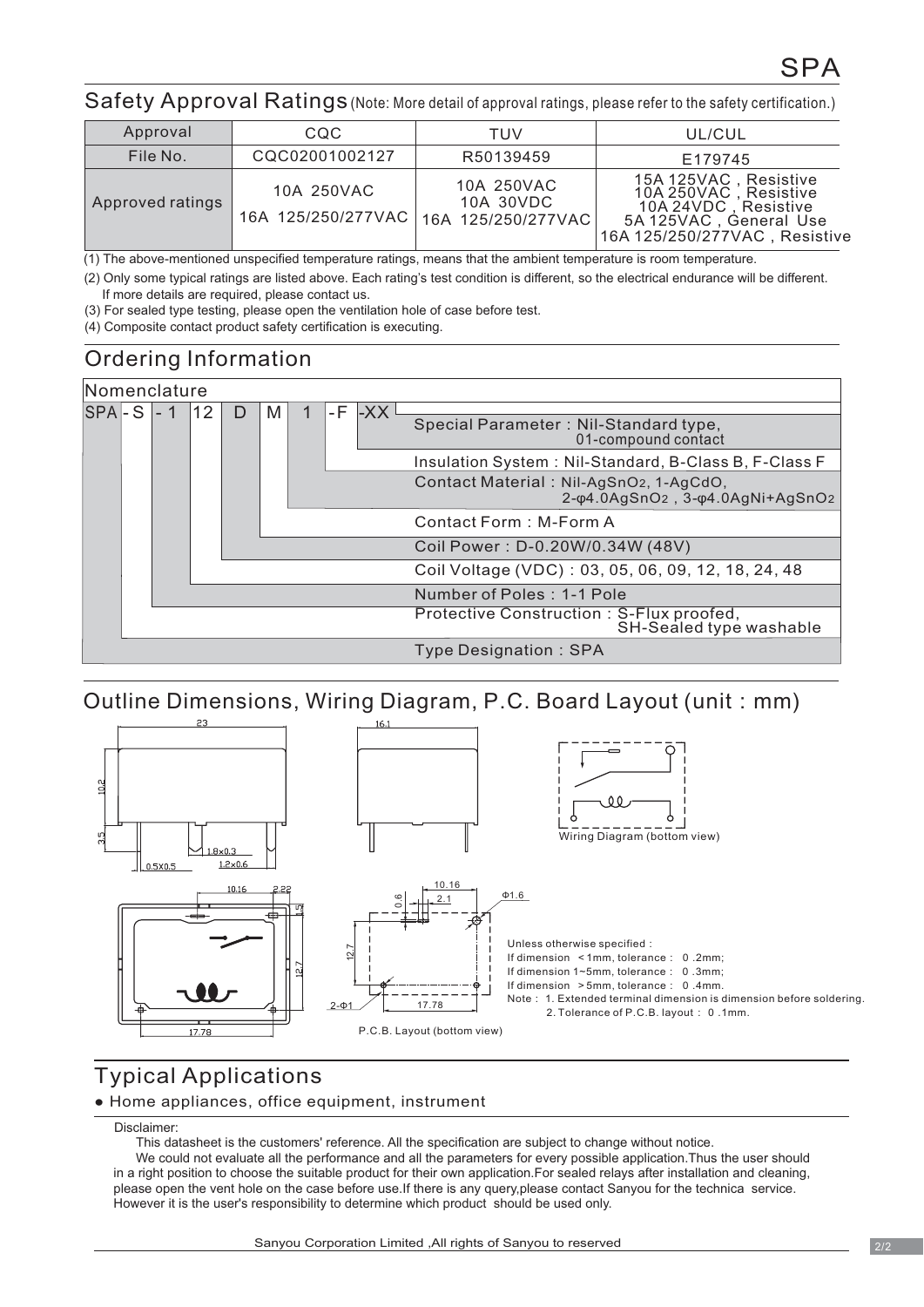## Safety Approval Ratings (Note: More detail of approval ratings, please refer to the safety certification.)

| Approval | CQC | TUV | UL/CUL |
|---|---|---|---|
| File No. | CQC02001002127 | R50139459 | E179745 |
| Approved ratings | 10A 250VAC<br>16A 125/250/277VAC | 10A 250VAC<br>10A 30VDC<br>16A 125/250/277VAC | 15A 125VAC , Resistive<br>10A 250VAC , Resistive<br>10A 24VDC , Resistive<br>5A 125VAC , General Use<br>16A 125/250/277VAC , Resistive |

(1) The above-mentioned unspecified temperature ratings, means that the ambient temperature is room temperature.

(2) Only some typical ratings are listed above. Each rating's test condition is different, so the electrical endurance will be different. If more details are required, please contact us.

(3) For sealed type testing, please open the ventilation hole of case before test.

(4) Composite contact product safety certification is executing.

## Ordering Information

Nomenclature

SPA - S - 1 12 D M 1 -F -XX

- Special Parameter : Nil-Standard type, 01-compound contact
- Insulation System : Nil-Standard, B-Class B, F-Class F
- Contact Material : Nil-AgSnO2, 1-AgCdO, 2-φ4.0AgSnO2 , 3-φ4.0AgNi+AgSnO2
- Contact Form : M-Form A
- Coil Power : D-0.20W/0.34W (48V)
- Coil Voltage (VDC) : 03, 05, 06, 09, 12, 18, 24, 48
- Number of Poles : 1-1 Pole
- Protective Construction : S-Flux proofed, SH-Sealed type washable
- Type Designation : SPA

## Outline Dimensions, Wiring Diagram, P.C. Board Layout (unit : mm)

23
16.1
10.2
3.5
1.8×0.3
1.2×0.6
0.5X0.5
10.16
2.22
1.5
12.7
17.78

Wiring Diagram (bottom view)

10.16
0.6
2.1
Φ1.6
12.7
2-Φ1
17.78

P.C.B. Layout (bottom view)

Unless otherwise specified :
If dimension < 1mm, tolerance : 0 .2mm;
If dimension 1~5mm, tolerance : 0 .3mm;
If dimension > 5mm, tolerance : 0 .4mm.
Note : 1. Extended terminal dimension is dimension before soldering.
2. Tolerance of P.C.B. layout : 0 .1mm.

## Typical Applications

- Home appliances, office equipment, instrument

Disclaimer:

This datasheet is the customers' reference. All the specification are subject to change without notice.

We could not evaluate all the performance and all the parameters for every possible application.Thus the user should in a right position to choose the suitable product for their own application.For sealed relays after installation and cleaning, please open the vent hole on the case before use.If there is any query,please contact Sanyou for the technica service. However it is the user's responsibility to determine which product should be used only.

Sanyou Corporation Limited ,All rights of Sanyou to reserved